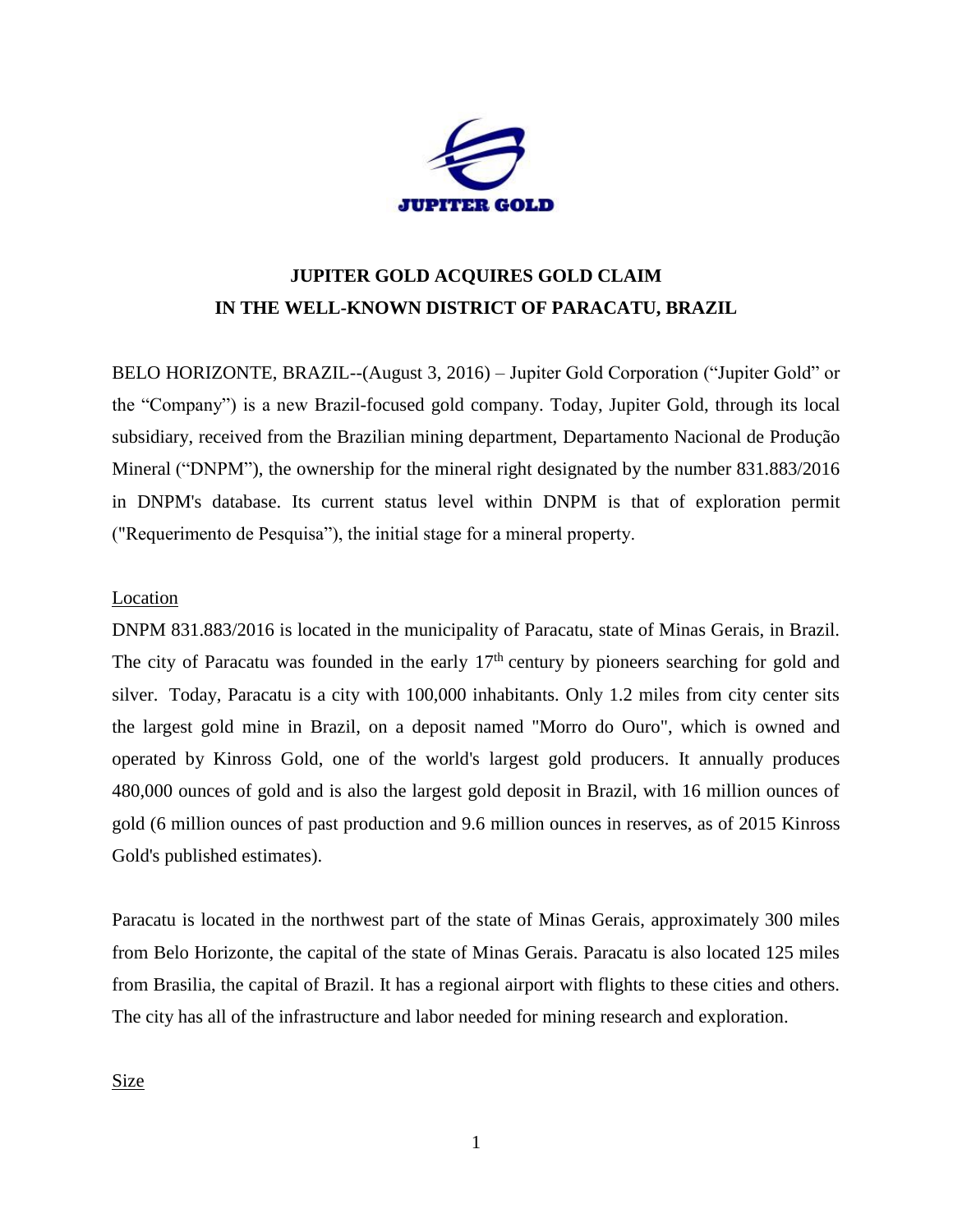# JUPITER GOLD ACQUIRES GOLD CLAIM IN THE WELL-KNOWN DISTRICT OF PARACATU, BRAZIL

BELO HORIZONTE, BRAZIL--(August 3, 2016) – Jupiter Gold Corporation ("Jupiter Gold" or the "Company") is a new Brazil-focused gold company. Today, Jupiter Gold, through its local subsidiary, received from the Brazilian mining department, Departamento Nacional de Produção Mineral ("DNPM"), the ownership for the mineral right designated by the number 831.883/2016 in DNPM's database. Its current status level within DNPM is that of exploration permit ("Requerimento de Pesquisa"), the initial stage for a mineral property.

## Location

DNPM 831.883/2016 is located in the municipality of Paracatu, state of Minas Gerais, in Brazil. The city of Paracatu was founded in the early 17th century by pioneers searching for gold and silver. Today, Paracatu is a city with 100,000 inhabitants. Only 1.2 miles from city center sits the largest gold mine in Brazil, on a deposit named "Morro do Ouro", which is owned and operated by Kinross Gold, one of the world's largest gold producers. It annually produces 480,000 ounces of gold and is also the largest gold deposit in Brazil, with 16 million ounces of gold (6 million ounces of past production and 9.6 million ounces in reserves, as of 2015 Kinross Gold's published estimates).

Paracatu is located in the northwest part of the state of Minas Gerais, approximately 300 miles from Belo Horizonte, the capital of the state of Minas Gerais. Paracatu is also located 125 miles from Brasilia, the capital of Brazil. It has a regional airport with flights to these cities and others. The city has all of the infrastructure and labor needed for mining research and exploration.

## Size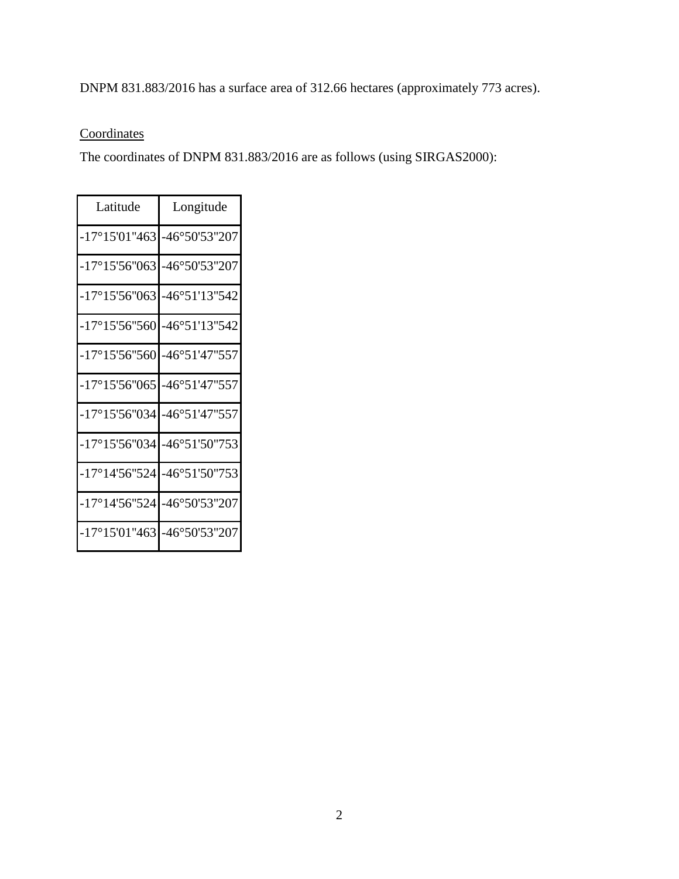DNPM 831.883/2016 has a surface area of 312.66 hectares (approximately 773 acres).

Coordinates

The coordinates of DNPM 831.883/2016 are as follows (using SIRGAS2000):

| Latitude | Longitude |
|---|---|
| -17°15'01"463 | -46°50'53"207 |
| -17°15'56"063 | -46°50'53"207 |
| -17°15'56"063 | -46°51'13"542 |
| -17°15'56"560 | -46°51'13"542 |
| -17°15'56"560 | -46°51'47"557 |
| -17°15'56"065 | -46°51'47"557 |
| -17°15'56"034 | -46°51'47"557 |
| -17°15'56"034 | -46°51'50"753 |
| -17°14'56"524 | -46°51'50"753 |
| -17°14'56"524 | -46°50'53"207 |
| -17°15'01"463 | -46°50'53"207 |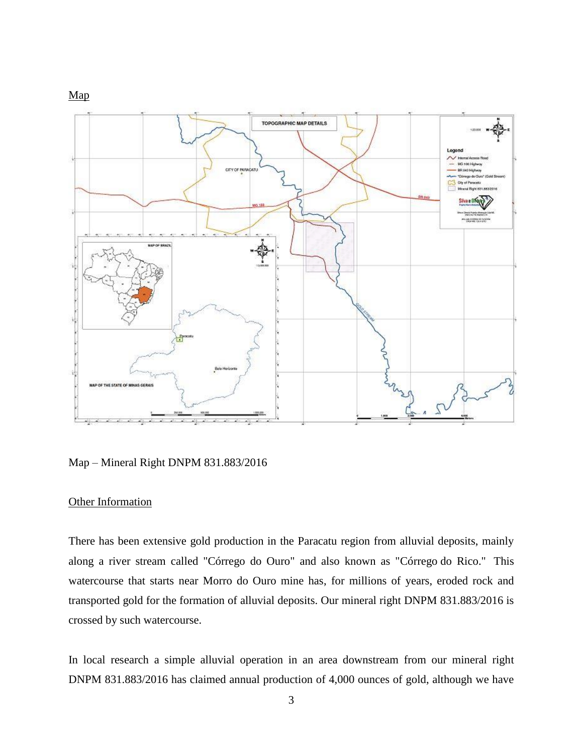Map

Map – Mineral Right DNPM 831.883/2016

Other Information

There has been extensive gold production in the Paracatu region from alluvial deposits, mainly along a river stream called "Córrego do Ouro" and also known as "Córrego do Rico." This watercourse that starts near Morro do Ouro mine has, for millions of years, eroded rock and transported gold for the formation of alluvial deposits. Our mineral right DNPM 831.883/2016 is crossed by such watercourse.

In local research a simple alluvial operation in an area downstream from our mineral right DNPM 831.883/2016 has claimed annual production of 4,000 ounces of gold, although we have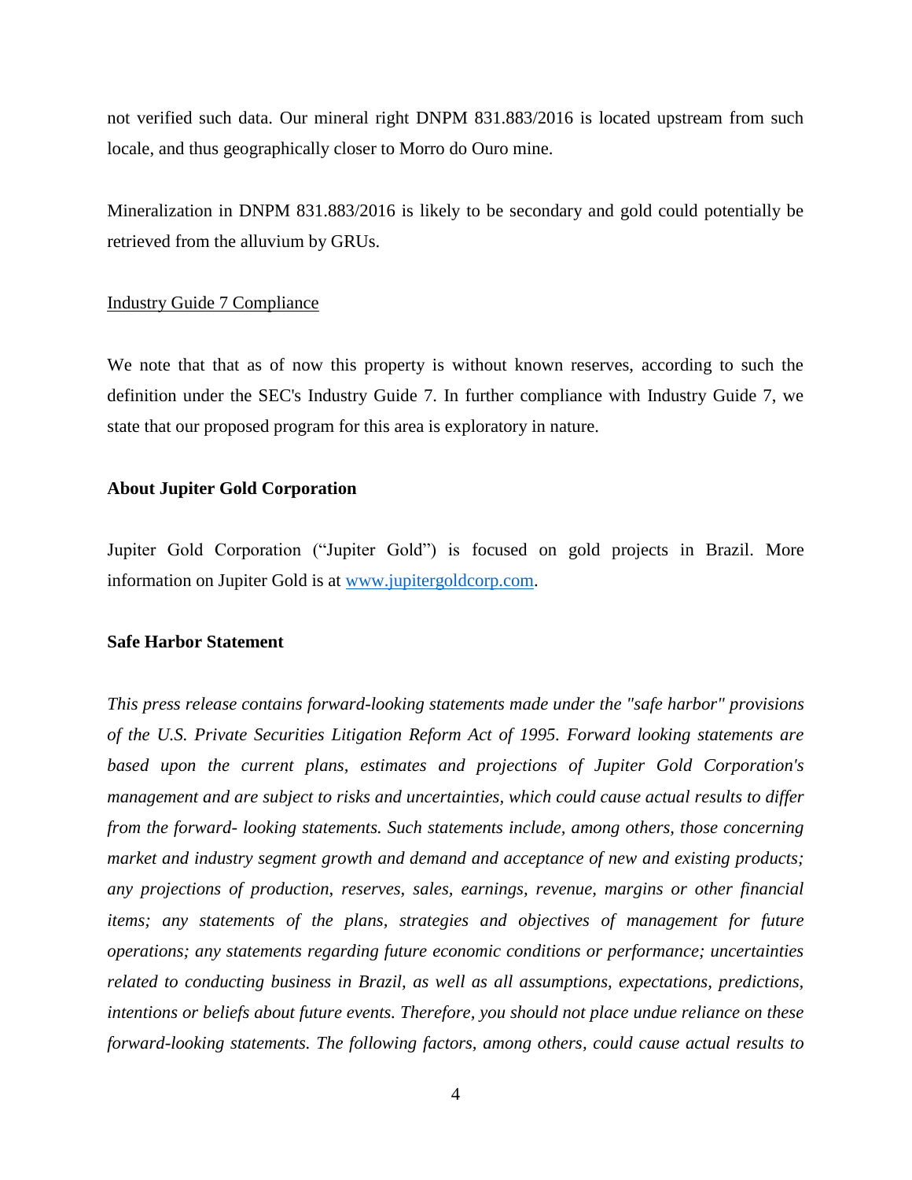not verified such data. Our mineral right DNPM 831.883/2016 is located upstream from such locale, and thus geographically closer to Morro do Ouro mine.

Mineralization in DNPM 831.883/2016 is likely to be secondary and gold could potentially be retrieved from the alluvium by GRUs.

Industry Guide 7 Compliance

We note that that as of now this property is without known reserves, according to such the definition under the SEC's Industry Guide 7. In further compliance with Industry Guide 7, we state that our proposed program for this area is exploratory in nature.

**About Jupiter Gold Corporation**

Jupiter Gold Corporation ("Jupiter Gold") is focused on gold projects in Brazil. More information on Jupiter Gold is at [www.jupitergoldcorp.com](http://www.jupitergoldcorp.com).

**Safe Harbor Statement**

*This press release contains forward-looking statements made under the "safe harbor" provisions of the U.S. Private Securities Litigation Reform Act of 1995. Forward looking statements are based upon the current plans, estimates and projections of Jupiter Gold Corporation's management and are subject to risks and uncertainties, which could cause actual results to differ from the forward- looking statements. Such statements include, among others, those concerning market and industry segment growth and demand and acceptance of new and existing products; any projections of production, reserves, sales, earnings, revenue, margins or other financial items; any statements of the plans, strategies and objectives of management for future operations; any statements regarding future economic conditions or performance; uncertainties related to conducting business in Brazil, as well as all assumptions, expectations, predictions, intentions or beliefs about future events. Therefore, you should not place undue reliance on these forward-looking statements. The following factors, among others, could cause actual results to*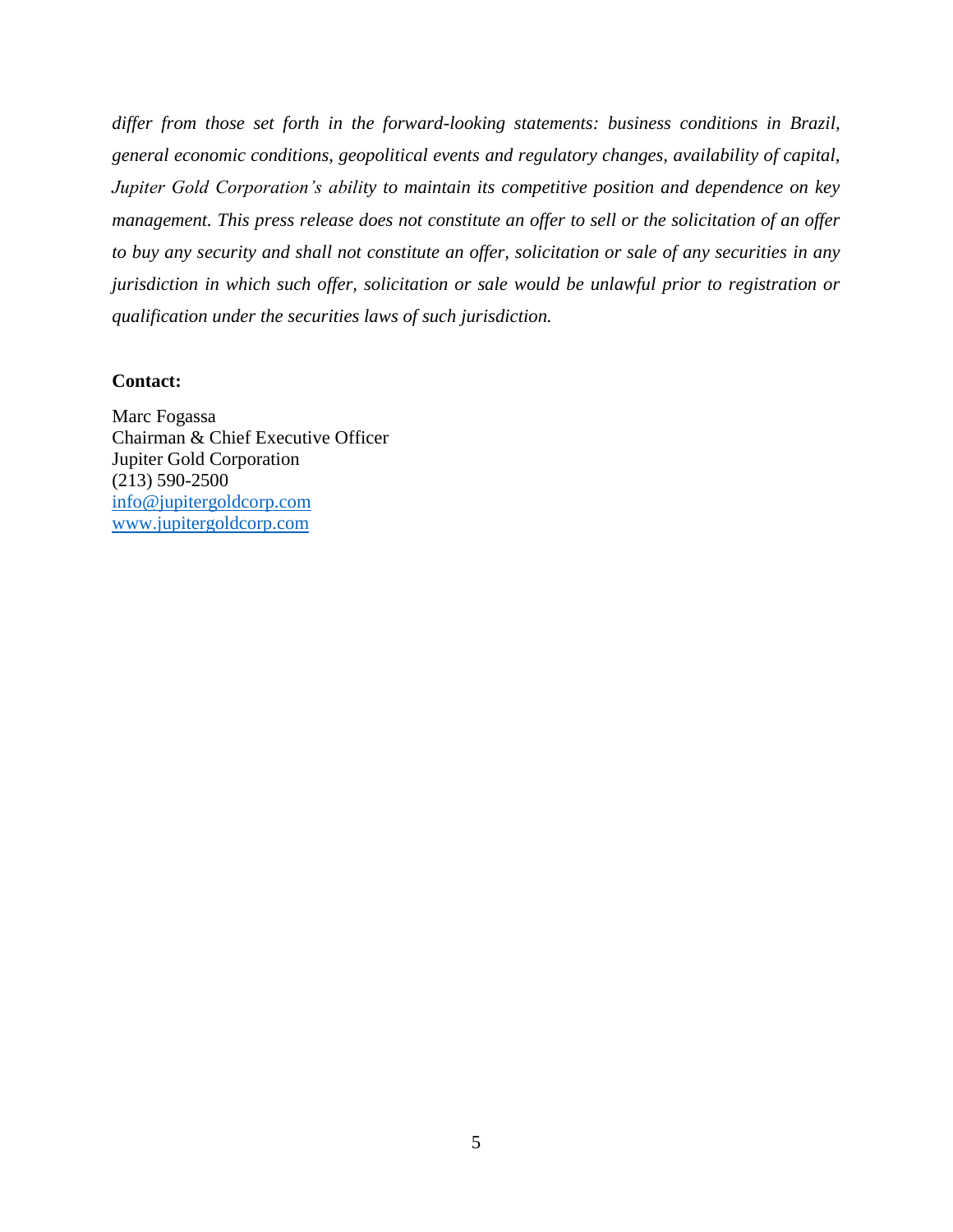*differ from those set forth in the forward-looking statements: business conditions in Brazil, general economic conditions, geopolitical events and regulatory changes, availability of capital, Jupiter Gold Corporation's ability to maintain its competitive position and dependence on key management. This press release does not constitute an offer to sell or the solicitation of an offer to buy any security and shall not constitute an offer, solicitation or sale of any securities in any jurisdiction in which such offer, solicitation or sale would be unlawful prior to registration or qualification under the securities laws of such jurisdiction.*

**Contact:**

Marc Fogassa
Chairman & Chief Executive Officer
Jupiter Gold Corporation
(213) 590-2500
info@jupitergoldcorp.com
www.jupitergoldcorp.com